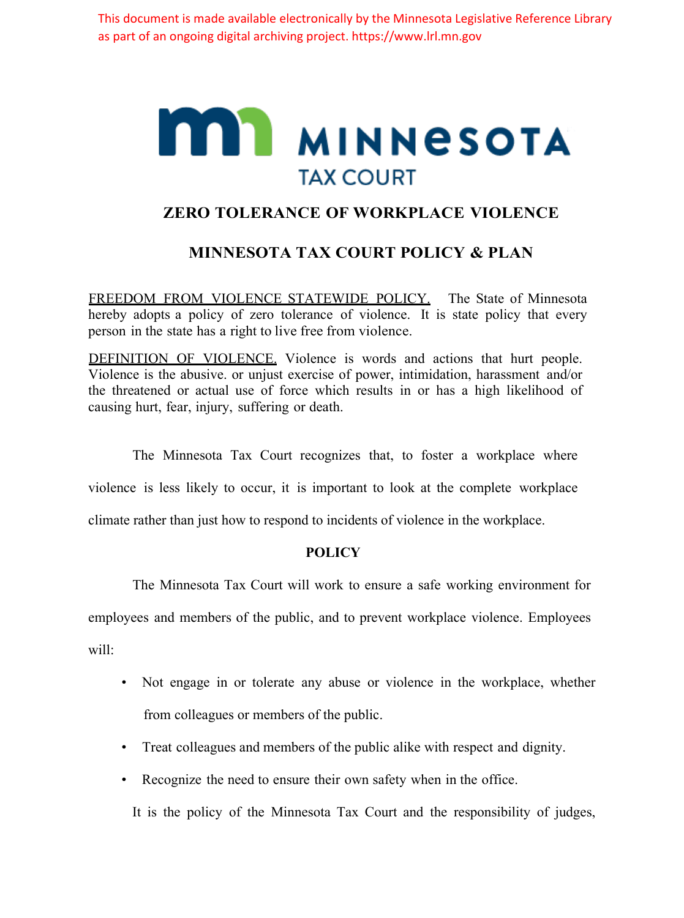This document is made available electronically by the Minnesota Legislative Reference Library as part of an ongoing digital archiving project. https://www.lrl.mn.gov

MINNESOTA TAX COURT

# ZERO TOLERANCE OF WORKPLACE VIOLENCE

# MINNESOTA TAX COURT POLICY & PLAN

FREEDOM FROM VIOLENCE STATEWIDE POLICY. The State of Minnesota hereby adopts a policy of zero tolerance of violence. It is state policy that every person in the state has a right to live free from violence.

DEFINITION OF VIOLENCE. Violence is words and actions that hurt people. Violence is the abusive. or unjust exercise of power, intimidation, harassment and/or the threatened or actual use of force which results in or has a high likelihood of causing hurt, fear, injury, suffering or death.

The Minnesota Tax Court recognizes that, to foster a workplace where violence is less likely to occur, it is important to look at the complete workplace climate rather than just how to respond to incidents of violence in the workplace.

## POLICY

The Minnesota Tax Court will work to ensure a safe working environment for employees and members of the public, and to prevent workplace violence. Employees will:

- Not engage in or tolerate any abuse or violence in the workplace, whether from colleagues or members of the public.
- Treat colleagues and members of the public alike with respect and dignity.
- Recognize the need to ensure their own safety when in the office.

It is the policy of the Minnesota Tax Court and the responsibility of judges,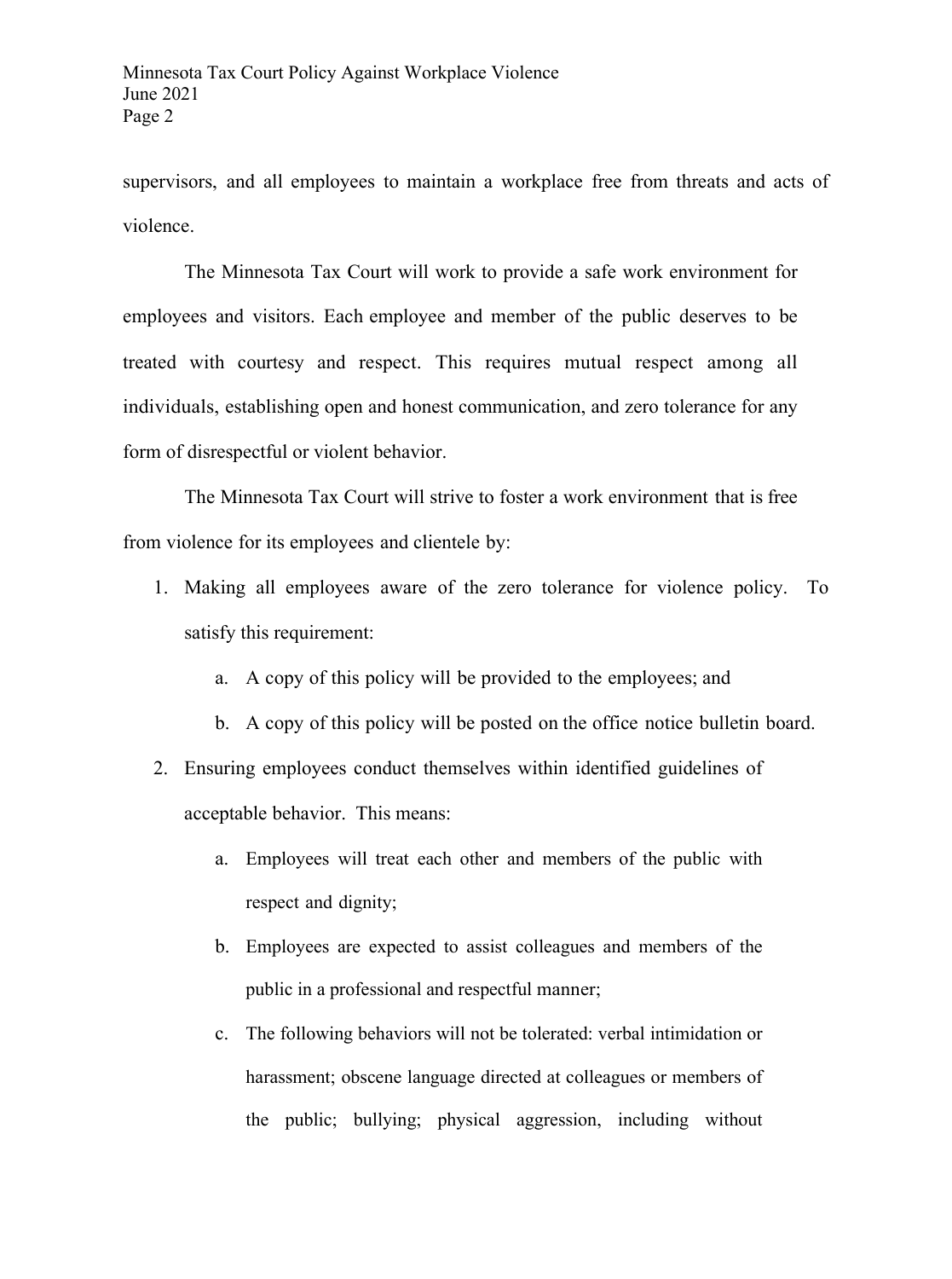supervisors, and all employees to maintain a workplace free from threats and acts of violence.

The Minnesota Tax Court will work to provide a safe work environment for employees and visitors. Each employee and member of the public deserves to be treated with courtesy and respect. This requires mutual respect among all individuals, establishing open and honest communication, and zero tolerance for any form of disrespectful or violent behavior.

The Minnesota Tax Court will strive to foster a work environment that is free from violence for its employees and clientele by:

1. Making all employees aware of the zero tolerance for violence policy. To satisfy this requirement:
    a. A copy of this policy will be provided to the employees; and
    b. A copy of this policy will be posted on the office notice bulletin board.
2. Ensuring employees conduct themselves within identified guidelines of acceptable behavior. This means:
    a. Employees will treat each other and members of the public with respect and dignity;
    b. Employees are expected to assist colleagues and members of the public in a professional and respectful manner;
    c. The following behaviors will not be tolerated: verbal intimidation or harassment; obscene language directed at colleagues or members of the public; bullying; physical aggression, including without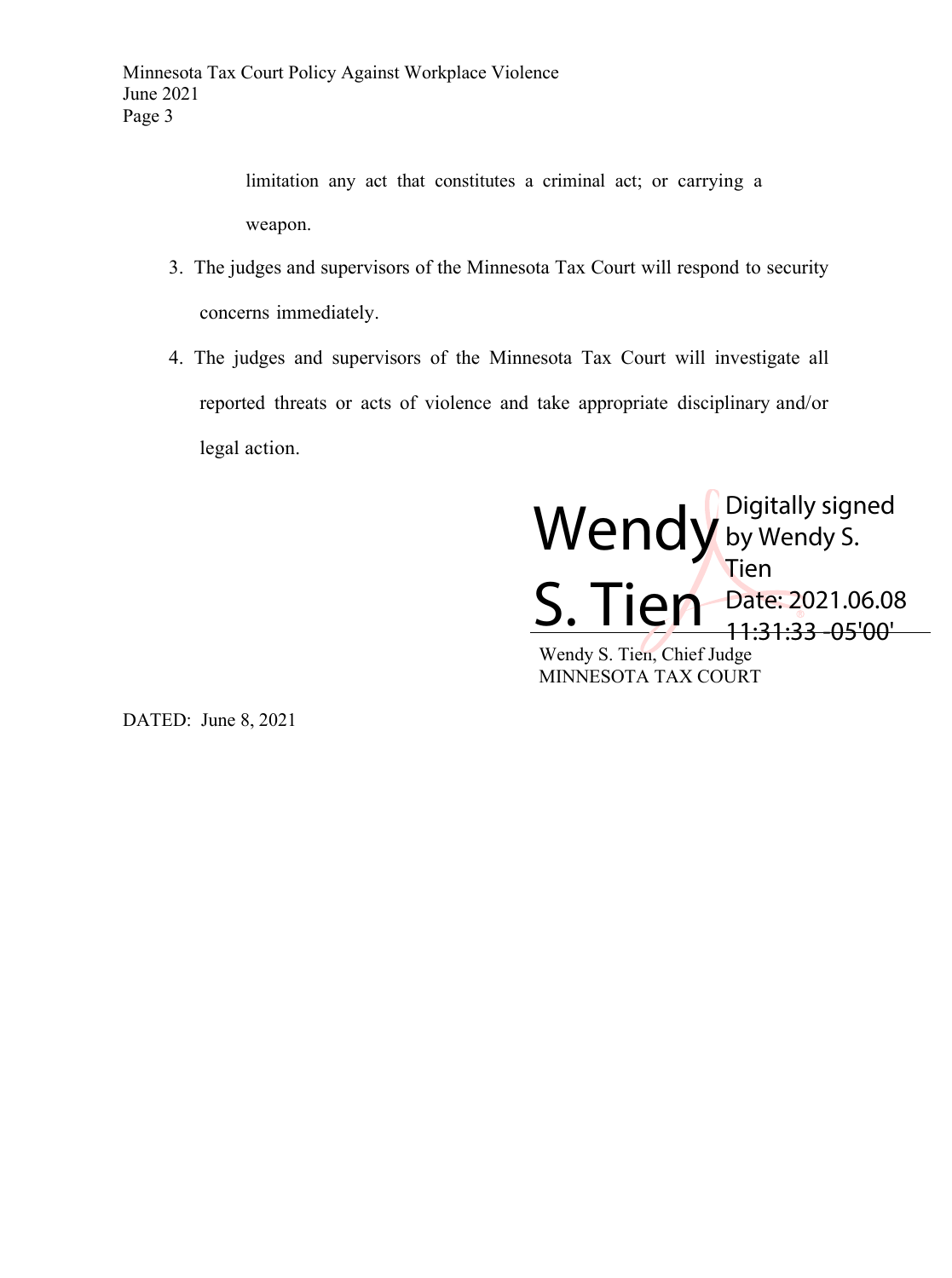limitation any act that constitutes a criminal act; or carrying a weapon.

3. The judges and supervisors of the Minnesota Tax Court will respond to security concerns immediately.

4. The judges and supervisors of the Minnesota Tax Court will investigate all reported threats or acts of violence and take appropriate disciplinary and/or legal action.

Wendy S. Tien

Digitally signed by Wendy S. Tien
Date: 2021.06.08 11:31:33 -05'00'

Wendy S. Tien, Chief Judge
MINNESOTA TAX COURT

DATED: June 8, 2021